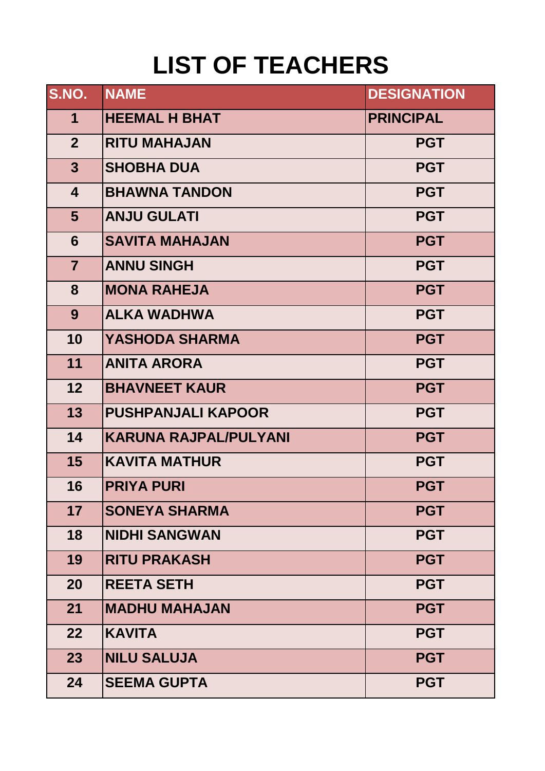# LIST OF TEACHERS

| S.NO. | NAME | DESIGNATION |
|---|---|---|
| 1 | HEEMAL H BHAT | PRINCIPAL |
| 2 | RITU MAHAJAN | PGT |
| 3 | SHOBHA DUA | PGT |
| 4 | BHAWNA TANDON | PGT |
| 5 | ANJU GULATI | PGT |
| 6 | SAVITA MAHAJAN | PGT |
| 7 | ANNU SINGH | PGT |
| 8 | MONA RAHEJA | PGT |
| 9 | ALKA WADHWA | PGT |
| 10 | YASHODA SHARMA | PGT |
| 11 | ANITA ARORA | PGT |
| 12 | BHAVNEET KAUR | PGT |
| 13 | PUSHPANJALI KAPOOR | PGT |
| 14 | KARUNA RAJPAL/PULYANI | PGT |
| 15 | KAVITA MATHUR | PGT |
| 16 | PRIYA PURI | PGT |
| 17 | SONEYA SHARMA | PGT |
| 18 | NIDHI SANGWAN | PGT |
| 19 | RITU PRAKASH | PGT |
| 20 | REETA SETH | PGT |
| 21 | MADHU MAHAJAN | PGT |
| 22 | KAVITA | PGT |
| 23 | NILU SALUJA | PGT |
| 24 | SEEMA GUPTA | PGT |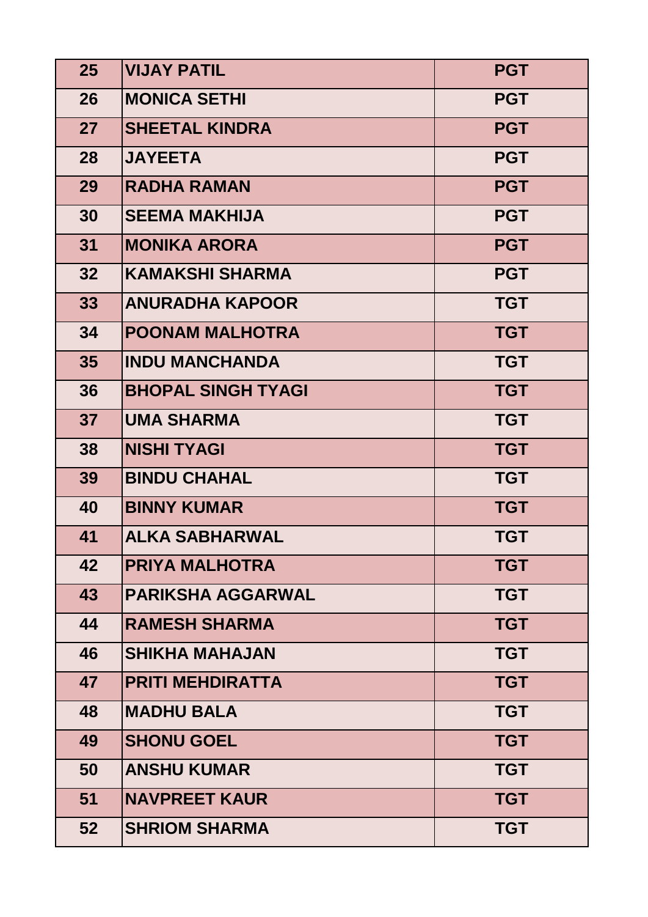| | | |
|---|---|---|
| 25 | VIJAY PATIL | PGT |
| 26 | MONICA SETHI | PGT |
| 27 | SHEETAL KINDRA | PGT |
| 28 | JAYEETA | PGT |
| 29 | RADHA RAMAN | PGT |
| 30 | SEEMA MAKHIJA | PGT |
| 31 | MONIKA ARORA | PGT |
| 32 | KAMAKSHI SHARMA | PGT |
| 33 | ANURADHA KAPOOR | TGT |
| 34 | POONAM MALHOTRA | TGT |
| 35 | INDU MANCHANDA | TGT |
| 36 | BHOPAL SINGH TYAGI | TGT |
| 37 | UMA SHARMA | TGT |
| 38 | NISHI TYAGI | TGT |
| 39 | BINDU CHAHAL | TGT |
| 40 | BINNY KUMAR | TGT |
| 41 | ALKA SABHARWAL | TGT |
| 42 | PRIYA MALHOTRA | TGT |
| 43 | PARIKSHA AGGARWAL | TGT |
| 44 | RAMESH SHARMA | TGT |
| 46 | SHIKHA MAHAJAN | TGT |
| 47 | PRITI MEHDIRATTA | TGT |
| 48 | MADHU BALA | TGT |
| 49 | SHONU GOEL | TGT |
| 50 | ANSHU KUMAR | TGT |
| 51 | NAVPREET KAUR | TGT |
| 52 | SHRIOM SHARMA | TGT |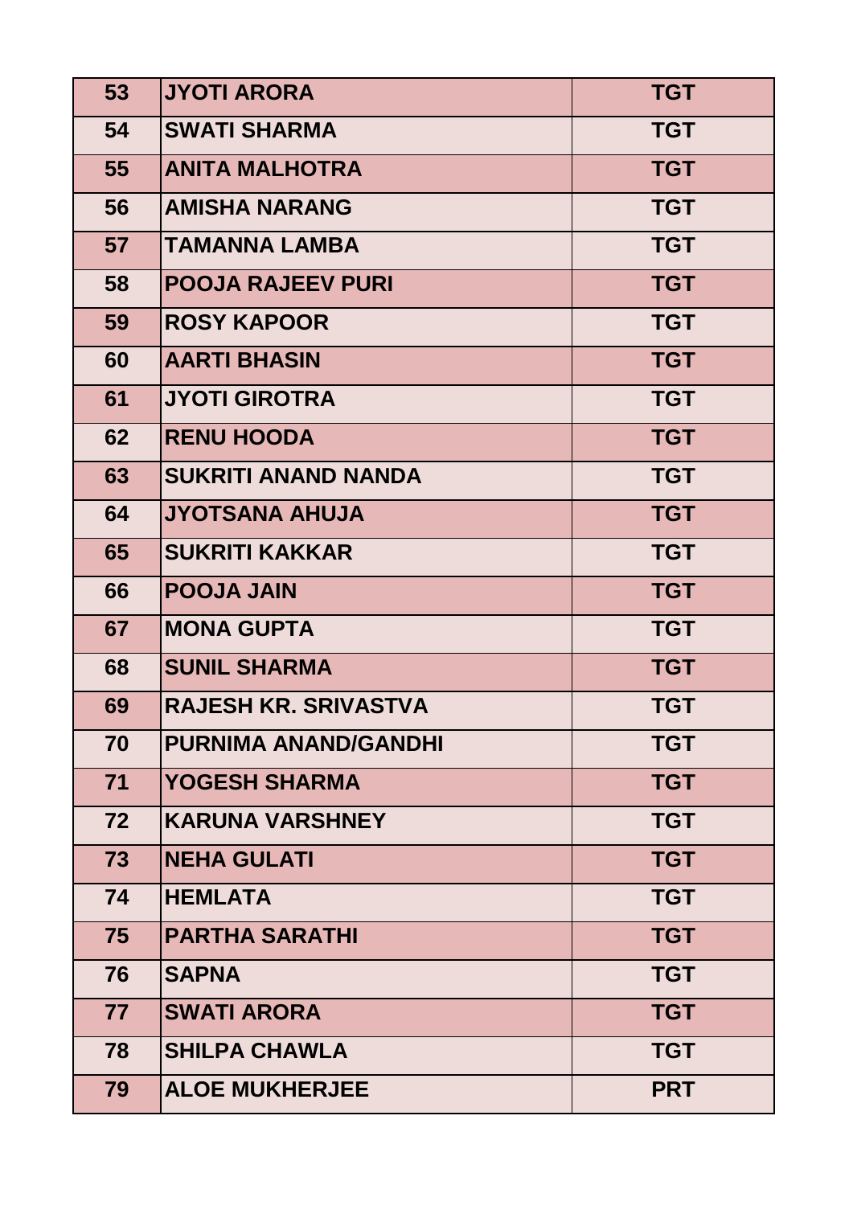| | | |
|---|---|---|
| **53** | **JYOTI ARORA** | **TGT** |
| **54** | **SWATI SHARMA** | **TGT** |
| **55** | **ANITA MALHOTRA** | **TGT** |
| **56** | **AMISHA NARANG** | **TGT** |
| **57** | **TAMANNA LAMBA** | **TGT** |
| **58** | **POOJA RAJEEV PURI** | **TGT** |
| **59** | **ROSY KAPOOR** | **TGT** |
| **60** | **AARTI BHASIN** | **TGT** |
| **61** | **JYOTI GIROTRA** | **TGT** |
| **62** | **RENU HOODA** | **TGT** |
| **63** | **SUKRITI ANAND NANDA** | **TGT** |
| **64** | **JYOTSANA AHUJA** | **TGT** |
| **65** | **SUKRITI KAKKAR** | **TGT** |
| **66** | **POOJA JAIN** | **TGT** |
| **67** | **MONA GUPTA** | **TGT** |
| **68** | **SUNIL SHARMA** | **TGT** |
| **69** | **RAJESH KR. SRIVASTVA** | **TGT** |
| **70** | **PURNIMA ANAND/GANDHI** | **TGT** |
| **71** | **YOGESH SHARMA** | **TGT** |
| **72** | **KARUNA VARSHNEY** | **TGT** |
| **73** | **NEHA GULATI** | **TGT** |
| **74** | **HEMLATA** | **TGT** |
| **75** | **PARTHA SARATHI** | **TGT** |
| **76** | **SAPNA** | **TGT** |
| **77** | **SWATI ARORA** | **TGT** |
| **78** | **SHILPA CHAWLA** | **TGT** |
| **79** | **ALOE MUKHERJEE** | **PRT** |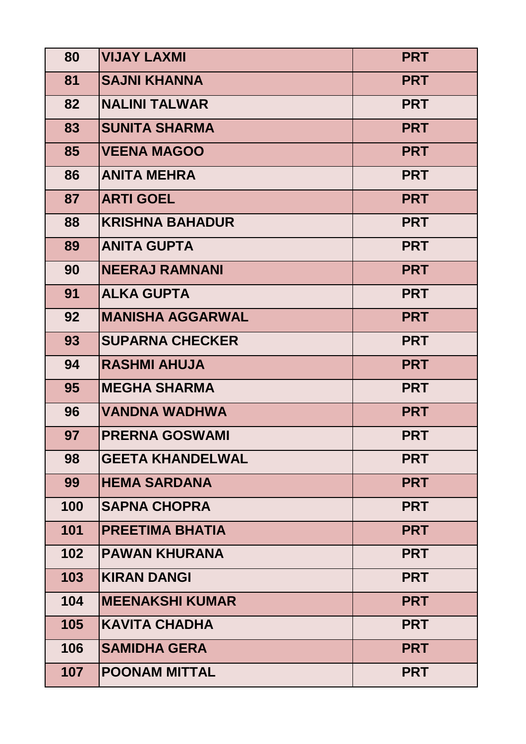| 80 | VIJAY LAXMI | PRT |
|---|---|---|
| 81 | SAJNI KHANNA | PRT |
| 82 | NALINI TALWAR | PRT |
| 83 | SUNITA SHARMA | PRT |
| 85 | VEENA MAGOO | PRT |
| 86 | ANITA MEHRA | PRT |
| 87 | ARTI GOEL | PRT |
| 88 | KRISHNA BAHADUR | PRT |
| 89 | ANITA GUPTA | PRT |
| 90 | NEERAJ RAMNANI | PRT |
| 91 | ALKA GUPTA | PRT |
| 92 | MANISHA AGGARWAL | PRT |
| 93 | SUPARNA CHECKER | PRT |
| 94 | RASHMI AHUJA | PRT |
| 95 | MEGHA SHARMA | PRT |
| 96 | VANDNA WADHWA | PRT |
| 97 | PRERNA GOSWAMI | PRT |
| 98 | GEETA KHANDELWAL | PRT |
| 99 | HEMA SARDANA | PRT |
| 100 | SAPNA CHOPRA | PRT |
| 101 | PREETIMA BHATIA | PRT |
| 102 | PAWAN KHURANA | PRT |
| 103 | KIRAN DANGI | PRT |
| 104 | MEENAKSHI KUMAR | PRT |
| 105 | KAVITA CHADHA | PRT |
| 106 | SAMIDHA GERA | PRT |
| 107 | POONAM MITTAL | PRT |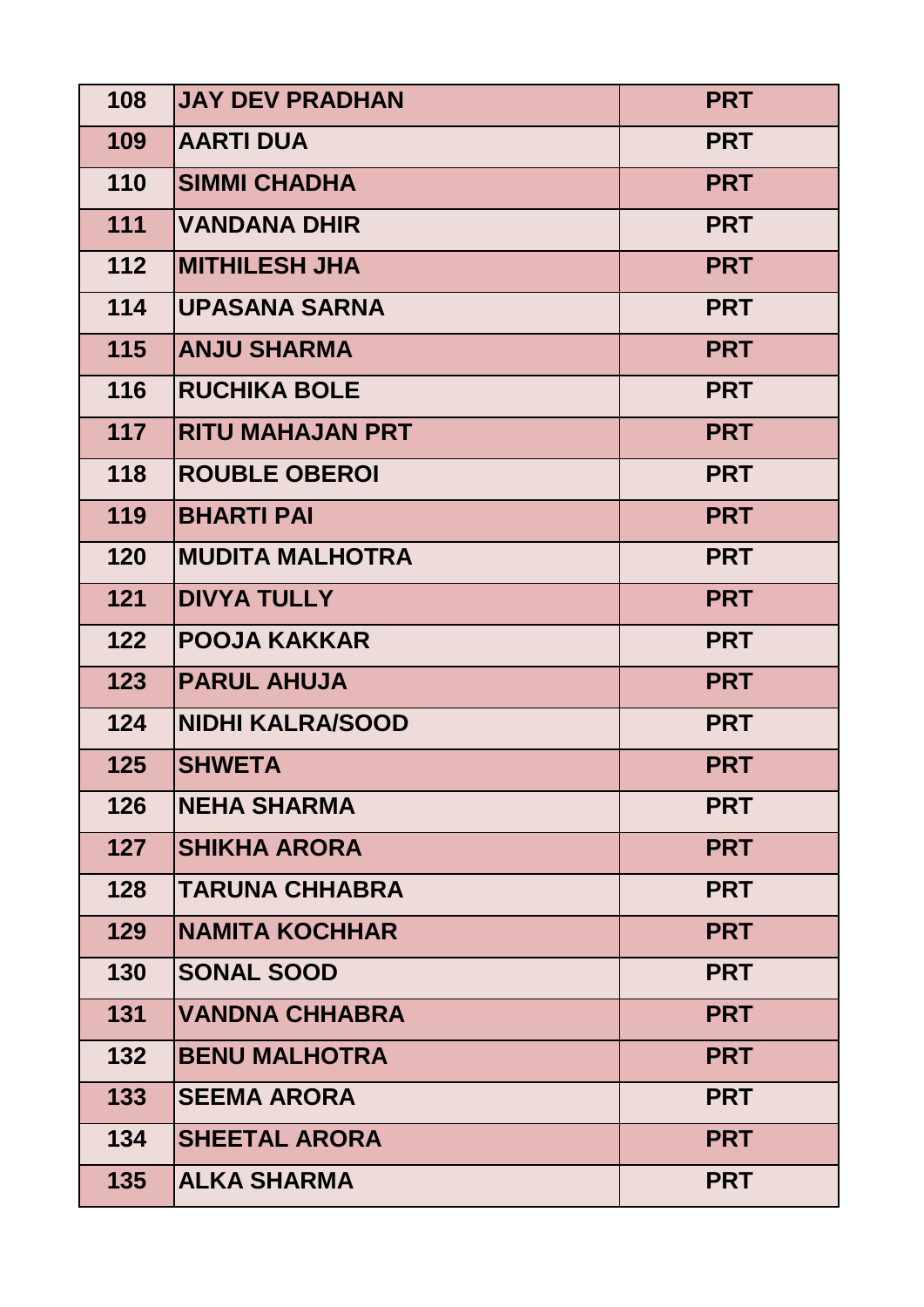| 108 | JAY DEV PRADHAN | PRT |
|---|---|---|
| 109 | AARTI DUA | PRT |
| 110 | SIMMI CHADHA | PRT |
| 111 | VANDANA DHIR | PRT |
| 112 | MITHILESH JHA | PRT |
| 114 | UPASANA SARNA | PRT |
| 115 | ANJU SHARMA | PRT |
| 116 | RUCHIKA BOLE | PRT |
| 117 | RITU MAHAJAN PRT | PRT |
| 118 | ROUBLE OBEROI | PRT |
| 119 | BHARTI PAI | PRT |
| 120 | MUDITA MALHOTRA | PRT |
| 121 | DIVYA TULLY | PRT |
| 122 | POOJA KAKKAR | PRT |
| 123 | PARUL AHUJA | PRT |
| 124 | NIDHI KALRA/SOOD | PRT |
| 125 | SHWETA | PRT |
| 126 | NEHA SHARMA | PRT |
| 127 | SHIKHA ARORA | PRT |
| 128 | TARUNA CHHABRA | PRT |
| 129 | NAMITA KOCHHAR | PRT |
| 130 | SONAL SOOD | PRT |
| 131 | VANDNA CHHABRA | PRT |
| 132 | BENU MALHOTRA | PRT |
| 133 | SEEMA ARORA | PRT |
| 134 | SHEETAL ARORA | PRT |
| 135 | ALKA SHARMA | PRT |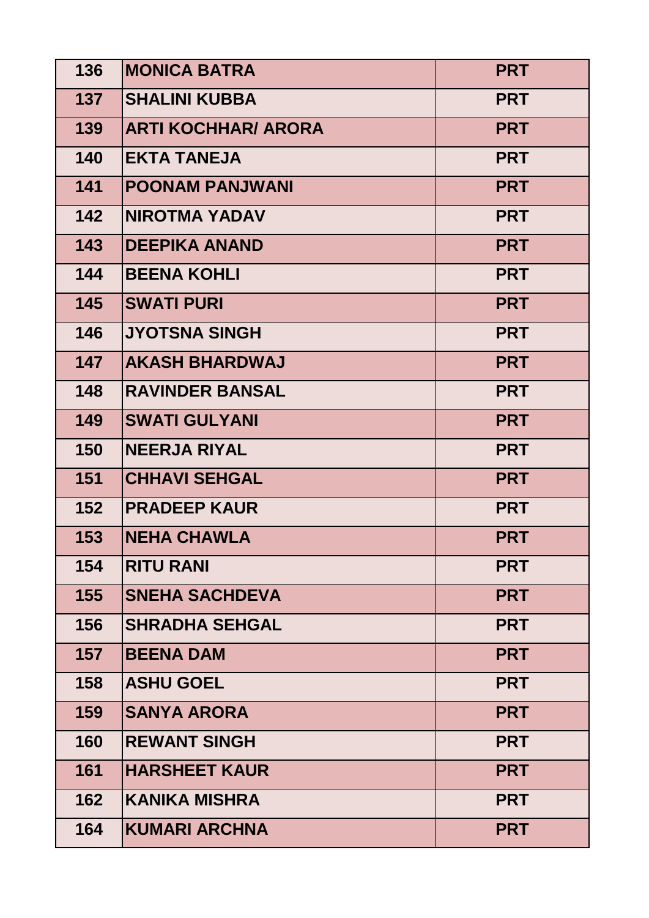| 136 | MONICA BATRA | PRT |
|---|---|---|
| 137 | SHALINI KUBBA | PRT |
| 139 | ARTI KOCHHAR/ ARORA | PRT |
| 140 | EKTA TANEJA | PRT |
| 141 | POONAM PANJWANI | PRT |
| 142 | NIROTMA YADAV | PRT |
| 143 | DEEPIKA ANAND | PRT |
| 144 | BEENA KOHLI | PRT |
| 145 | SWATI PURI | PRT |
| 146 | JYOTSNA SINGH | PRT |
| 147 | AKASH BHARDWAJ | PRT |
| 148 | RAVINDER BANSAL | PRT |
| 149 | SWATI GULYANI | PRT |
| 150 | NEERJA RIYAL | PRT |
| 151 | CHHAVI SEHGAL | PRT |
| 152 | PRADEEP KAUR | PRT |
| 153 | NEHA CHAWLA | PRT |
| 154 | RITU RANI | PRT |
| 155 | SNEHA SACHDEVA | PRT |
| 156 | SHRADHA SEHGAL | PRT |
| 157 | BEENA DAM | PRT |
| 158 | ASHU GOEL | PRT |
| 159 | SANYA ARORA | PRT |
| 160 | REWANT SINGH | PRT |
| 161 | HARSHEET KAUR | PRT |
| 162 | KANIKA MISHRA | PRT |
| 164 | KUMARI ARCHNA | PRT |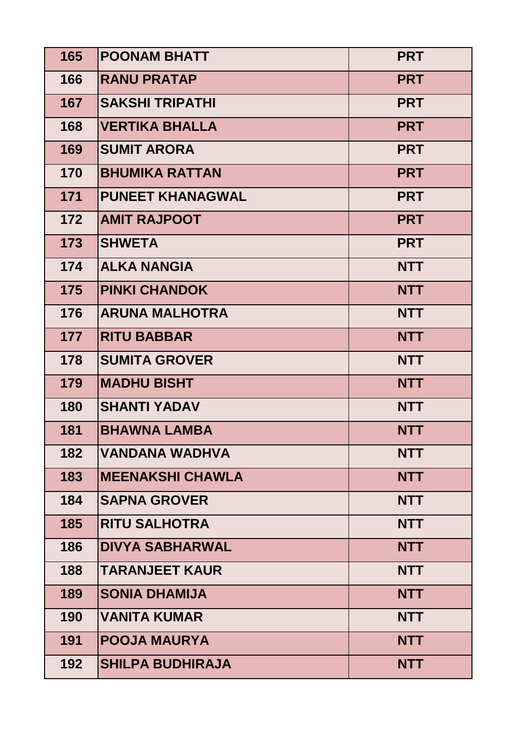| | | |
|---|---|---|
| 165 | POONAM BHATT | PRT |
| 166 | RANU PRATAP | PRT |
| 167 | SAKSHI TRIPATHI | PRT |
| 168 | VERTIKA BHALLA | PRT |
| 169 | SUMIT ARORA | PRT |
| 170 | BHUMIKA RATTAN | PRT |
| 171 | PUNEET KHANAGWAL | PRT |
| 172 | AMIT RAJPOOT | PRT |
| 173 | SHWETA | PRT |
| 174 | ALKA NANGIA | NTT |
| 175 | PINKI CHANDOK | NTT |
| 176 | ARUNA MALHOTRA | NTT |
| 177 | RITU BABBAR | NTT |
| 178 | SUMITA GROVER | NTT |
| 179 | MADHU BISHT | NTT |
| 180 | SHANTI YADAV | NTT |
| 181 | BHAWNA LAMBA | NTT |
| 182 | VANDANA WADHVA | NTT |
| 183 | MEENAKSHI CHAWLA | NTT |
| 184 | SAPNA GROVER | NTT |
| 185 | RITU SALHOTRA | NTT |
| 186 | DIVYA SABHARWAL | NTT |
| 188 | TARANJEET KAUR | NTT |
| 189 | SONIA DHAMIJA | NTT |
| 190 | VANITA KUMAR | NTT |
| 191 | POOJA MAURYA | NTT |
| 192 | SHILPA BUDHIRAJA | NTT |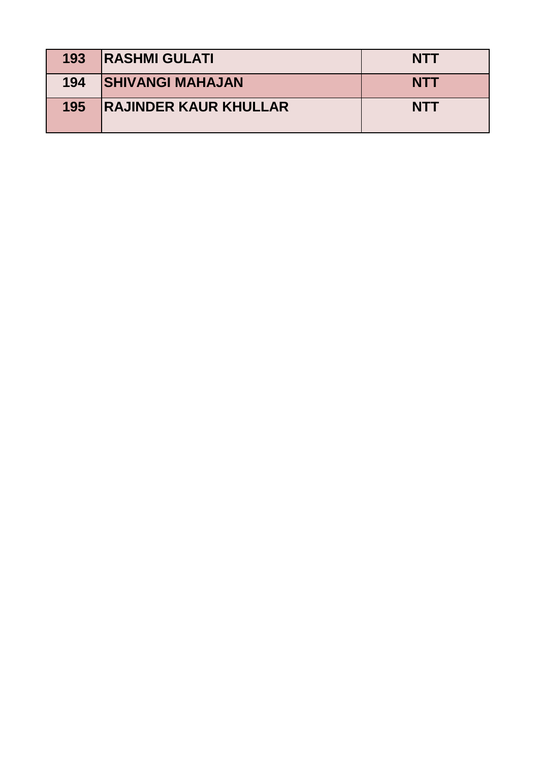| | | |
|---|---|---|
| **193** | **RASHMI GULATI** | **NTT** |
| **194** | **SHIVANGI MAHAJAN** | **NTT** |
| **195** | **RAJINDER KAUR KHULLAR** | **NTT** |